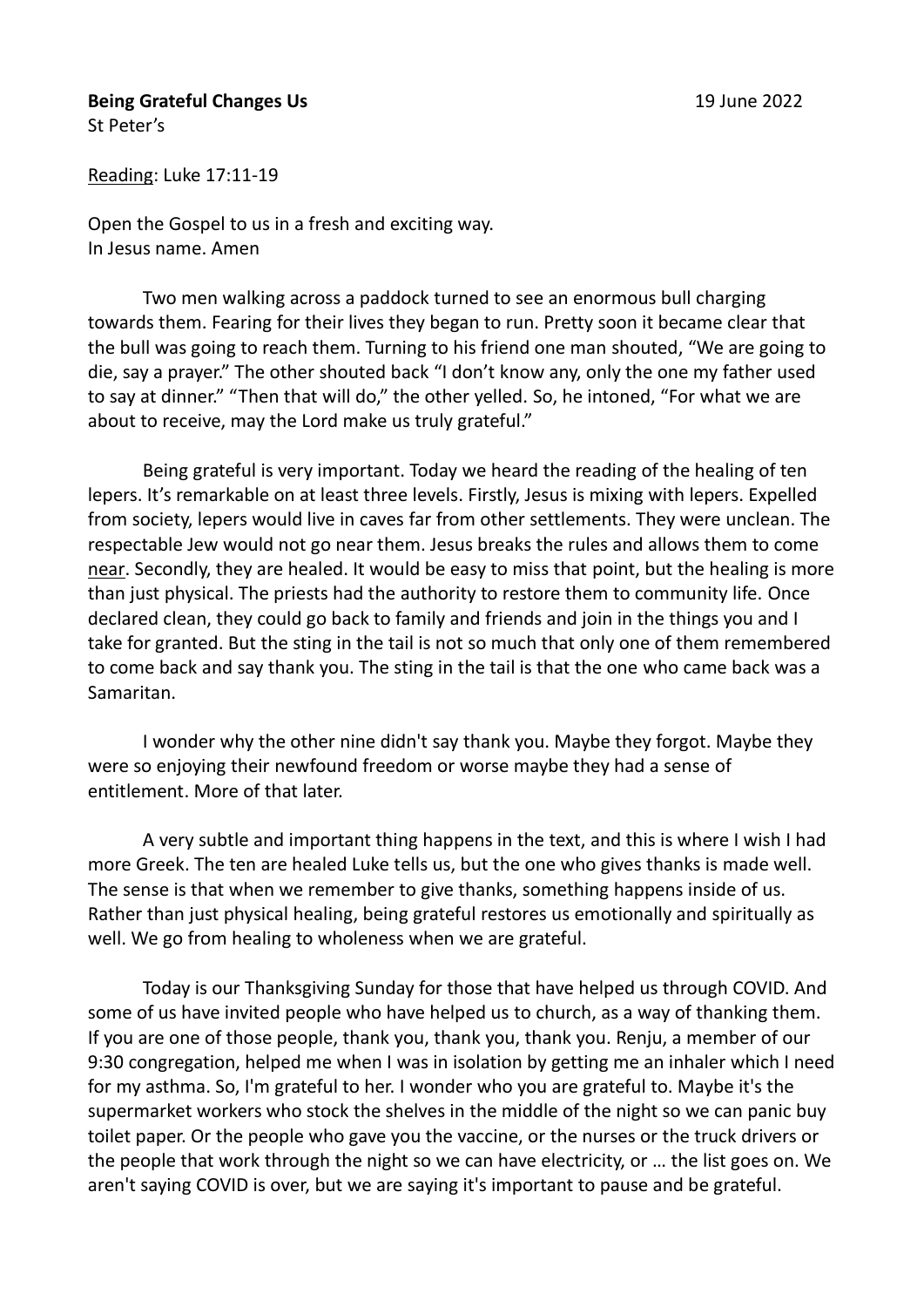**Being Grateful Changes Us** 19 June 2022

St Peter's

<u>Reading</u>: Luke 17:11-19

Open the Gospel to us in a fresh and exciting way.
In Jesus name. Amen

Two men walking across a paddock turned to see an enormous bull charging towards them. Fearing for their lives they began to run. Pretty soon it became clear that the bull was going to reach them. Turning to his friend one man shouted, "We are going to die, say a prayer." The other shouted back "I don't know any, only the one my father used to say at dinner." "Then that will do," the other yelled. So, he intoned, "For what we are about to receive, may the Lord make us truly grateful."

Being grateful is very important. Today we heard the reading of the healing of ten lepers. It's remarkable on at least three levels. Firstly, Jesus is mixing with lepers. Expelled from society, lepers would live in caves far from other settlements. They were unclean. The respectable Jew would not go near them. Jesus breaks the rules and allows them to come <u>near</u>. Secondly, they are healed. It would be easy to miss that point, but the healing is more than just physical. The priests had the authority to restore them to community life. Once declared clean, they could go back to family and friends and join in the things you and I take for granted. But the sting in the tail is not so much that only one of them remembered to come back and say thank you. The sting in the tail is that the one who came back was a Samaritan.

I wonder why the other nine didn't say thank you. Maybe they forgot. Maybe they were so enjoying their newfound freedom or worse maybe they had a sense of entitlement. More of that later.

A very subtle and important thing happens in the text, and this is where I wish I had more Greek. The ten are healed Luke tells us, but the one who gives thanks is made well. The sense is that when we remember to give thanks, something happens inside of us. Rather than just physical healing, being grateful restores us emotionally and spiritually as well. We go from healing to wholeness when we are grateful.

Today is our Thanksgiving Sunday for those that have helped us through COVID. And some of us have invited people who have helped us to church, as a way of thanking them. If you are one of those people, thank you, thank you, thank you. Renju, a member of our 9:30 congregation, helped me when I was in isolation by getting me an inhaler which I need for my asthma. So, I'm grateful to her. I wonder who you are grateful to. Maybe it's the supermarket workers who stock the shelves in the middle of the night so we can panic buy toilet paper. Or the people who gave you the vaccine, or the nurses or the truck drivers or the people that work through the night so we can have electricity, or … the list goes on. We aren't saying COVID is over, but we are saying it's important to pause and be grateful.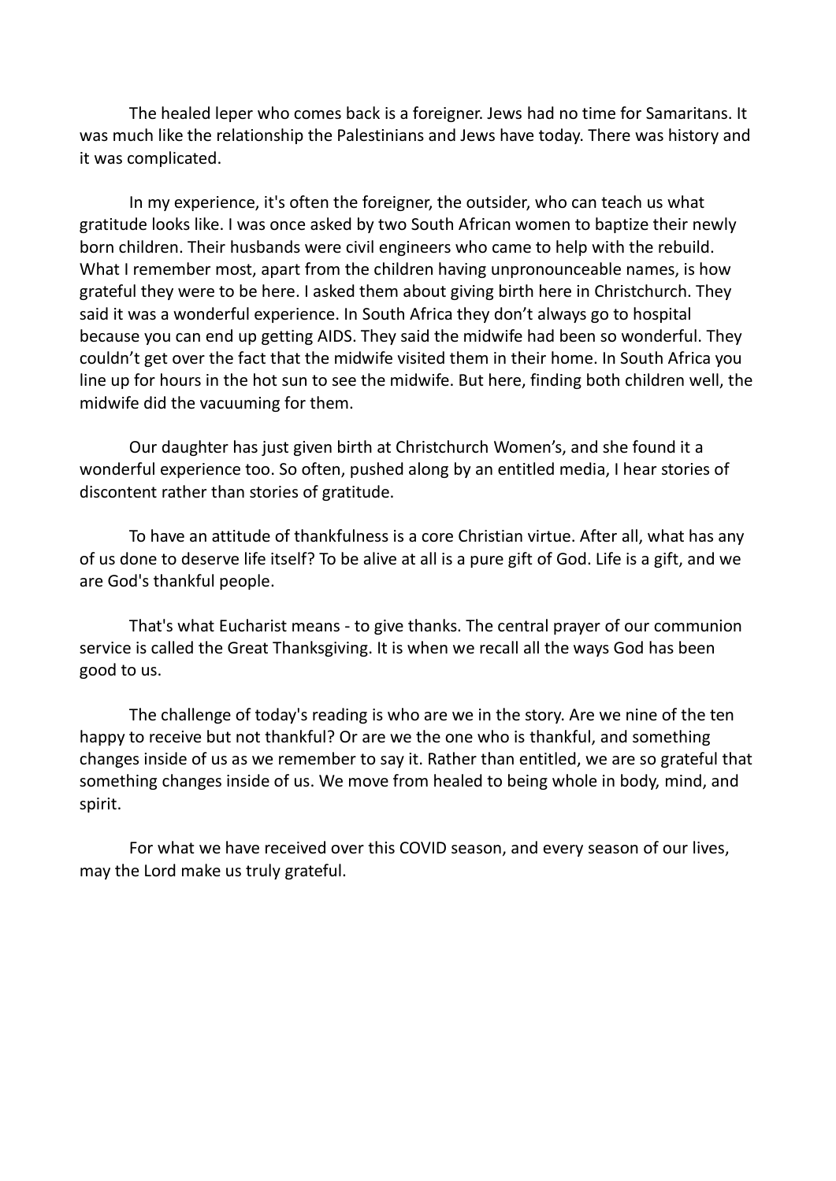The healed leper who comes back is a foreigner. Jews had no time for Samaritans. It was much like the relationship the Palestinians and Jews have today. There was history and it was complicated.

In my experience, it's often the foreigner, the outsider, who can teach us what gratitude looks like. I was once asked by two South African women to baptize their newly born children. Their husbands were civil engineers who came to help with the rebuild. What I remember most, apart from the children having unpronounceable names, is how grateful they were to be here. I asked them about giving birth here in Christchurch. They said it was a wonderful experience. In South Africa they don't always go to hospital because you can end up getting AIDS. They said the midwife had been so wonderful. They couldn't get over the fact that the midwife visited them in their home. In South Africa you line up for hours in the hot sun to see the midwife. But here, finding both children well, the midwife did the vacuuming for them.

Our daughter has just given birth at Christchurch Women's, and she found it a wonderful experience too. So often, pushed along by an entitled media, I hear stories of discontent rather than stories of gratitude.

To have an attitude of thankfulness is a core Christian virtue. After all, what has any of us done to deserve life itself? To be alive at all is a pure gift of God. Life is a gift, and we are God's thankful people.

That's what Eucharist means - to give thanks. The central prayer of our communion service is called the Great Thanksgiving. It is when we recall all the ways God has been good to us.

The challenge of today's reading is who are we in the story. Are we nine of the ten happy to receive but not thankful? Or are we the one who is thankful, and something changes inside of us as we remember to say it. Rather than entitled, we are so grateful that something changes inside of us. We move from healed to being whole in body, mind, and spirit.

For what we have received over this COVID season, and every season of our lives, may the Lord make us truly grateful.